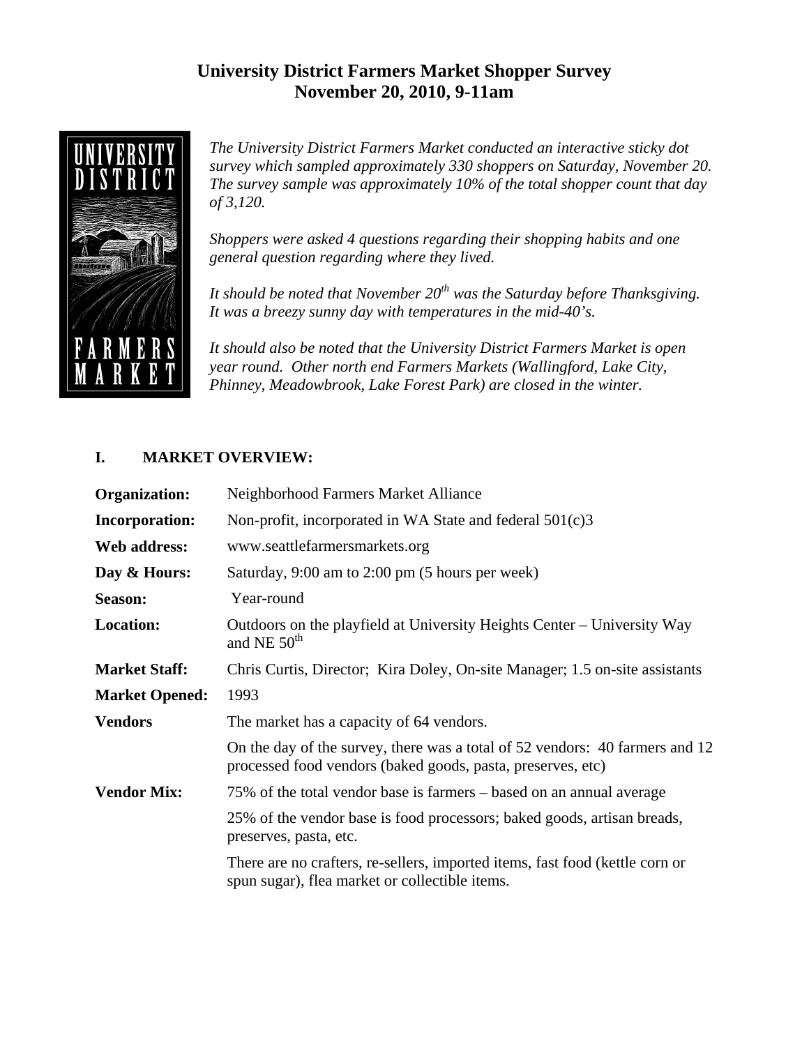# University District Farmers Market Shopper Survey
# November 20, 2010, 9-11am

*The University District Farmers Market conducted an interactive sticky dot survey which sampled approximately 330 shoppers on Saturday, November 20. The survey sample was approximately 10% of the total shopper count that day of 3,120.*

*Shoppers were asked 4 questions regarding their shopping habits and one general question regarding where they lived.*

*It should be noted that November 20th was the Saturday before Thanksgiving. It was a breezy sunny day with temperatures in the mid-40's.*

*It should also be noted that the University District Farmers Market is open year round. Other north end Farmers Markets (Wallingford, Lake City, Phinney, Meadowbrook, Lake Forest Park) are closed in the winter.*

## I. MARKET OVERVIEW:

**Organization:** Neighborhood Farmers Market Alliance

**Incorporation:** Non-profit, incorporated in WA State and federal 501(c)3

**Web address:** www.seattlefarmersmarkets.org

**Day & Hours:** Saturday, 9:00 am to 2:00 pm (5 hours per week)

**Season:** Year-round

**Location:** Outdoors on the playfield at University Heights Center – University Way and NE 50th

**Market Staff:** Chris Curtis, Director; Kira Doley, On-site Manager; 1.5 on-site assistants

**Market Opened:** 1993

**Vendors** The market has a capacity of 64 vendors.

On the day of the survey, there was a total of 52 vendors: 40 farmers and 12 processed food vendors (baked goods, pasta, preserves, etc)

**Vendor Mix:** 75% of the total vendor base is farmers – based on an annual average

25% of the vendor base is food processors; baked goods, artisan breads, preserves, pasta, etc.

There are no crafters, re-sellers, imported items, fast food (kettle corn or spun sugar), flea market or collectible items.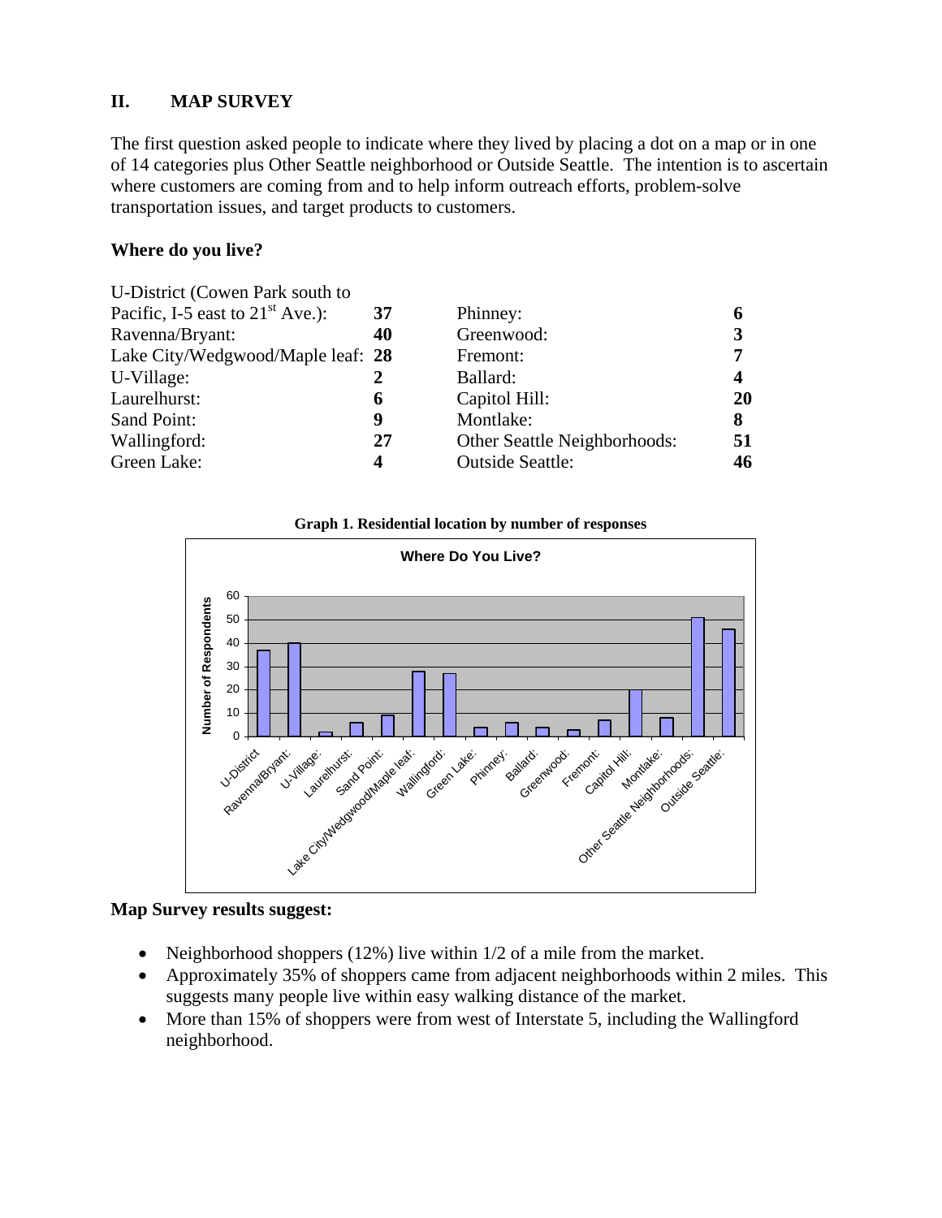## II. MAP SURVEY

The first question asked people to indicate where they lived by placing a dot on a map or in one of 14 categories plus Other Seattle neighborhood or Outside Seattle. The intention is to ascertain where customers are coming from and to help inform outreach efforts, problem-solve transportation issues, and target products to customers.

### Where do you live?

| | | | |
|---|---|---|---|
| U-District (Cowen Park south to Pacific, I-5 east to 21st Ave.): | **37** | Phinney: | **6** |
| Ravenna/Bryant: | **40** | Greenwood: | **3** |
| Lake City/Wedgwood/Maple leaf: | **28** | Fremont: | **7** |
| U-Village: | **2** | Ballard: | **4** |
| Laurelhurst: | **6** | Capitol Hill: | **20** |
| Sand Point: | **9** | Montlake: | **8** |
| Wallingford: | **27** | Other Seattle Neighborhoods: | **51** |
| Green Lake: | **4** | Outside Seattle: | **46** |

**Graph 1. Residential location by number of responses**

### Map Survey results suggest:

- Neighborhood shoppers (12%) live within 1/2 of a mile from the market.
- Approximately 35% of shoppers came from adjacent neighborhoods within 2 miles. This suggests many people live within easy walking distance of the market.
- More than 15% of shoppers were from west of Interstate 5, including the Wallingford neighborhood.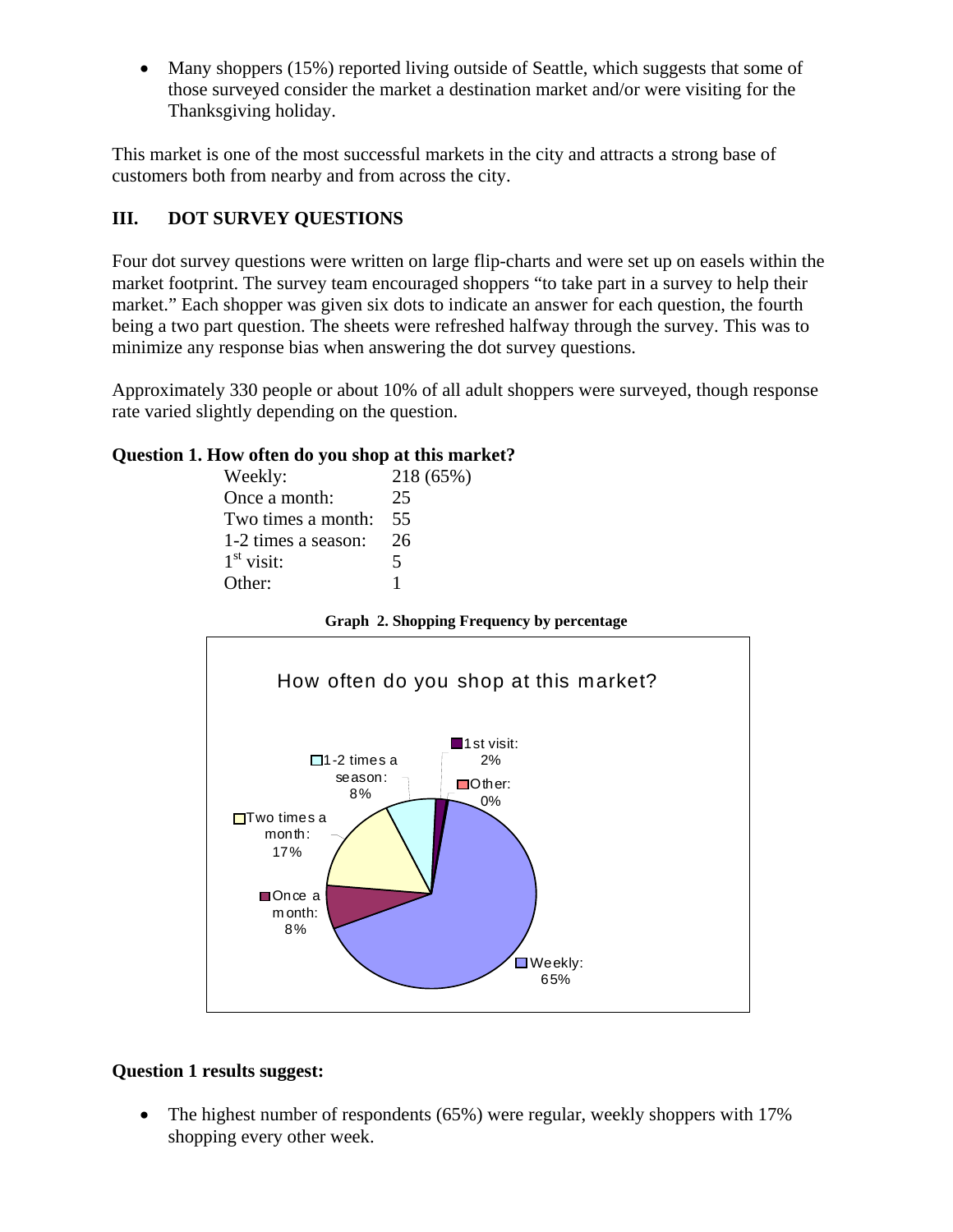- Many shoppers (15%) reported living outside of Seattle, which suggests that some of those surveyed consider the market a destination market and/or were visiting for the Thanksgiving holiday.

This market is one of the most successful markets in the city and attracts a strong base of customers both from nearby and from across the city.

## III. DOT SURVEY QUESTIONS

Four dot survey questions were written on large flip-charts and were set up on easels within the market footprint. The survey team encouraged shoppers "to take part in a survey to help their market." Each shopper was given six dots to indicate an answer for each question, the fourth being a two part question. The sheets were refreshed halfway through the survey. This was to minimize any response bias when answering the dot survey questions.

Approximately 330 people or about 10% of all adult shoppers were surveyed, though response rate varied slightly depending on the question.

**Question 1. How often do you shop at this market?**

| | |
|---|---|
| Weekly: | 218 (65%) |
| Once a month: | 25 |
| Two times a month: | 55 |
| 1-2 times a season: | 26 |
| 1st visit: | 5 |
| Other: | 1 |

**Graph 2. Shopping Frequency by percentage**

How often do you shop at this market?

- Weekly: 65%
- Once a month: 8%
- Two times a month: 17%
- 1-2 times a season: 8%
- 1st visit: 2%
- Other: 0%

**Question 1 results suggest:**

- The highest number of respondents (65%) were regular, weekly shoppers with 17% shopping every other week.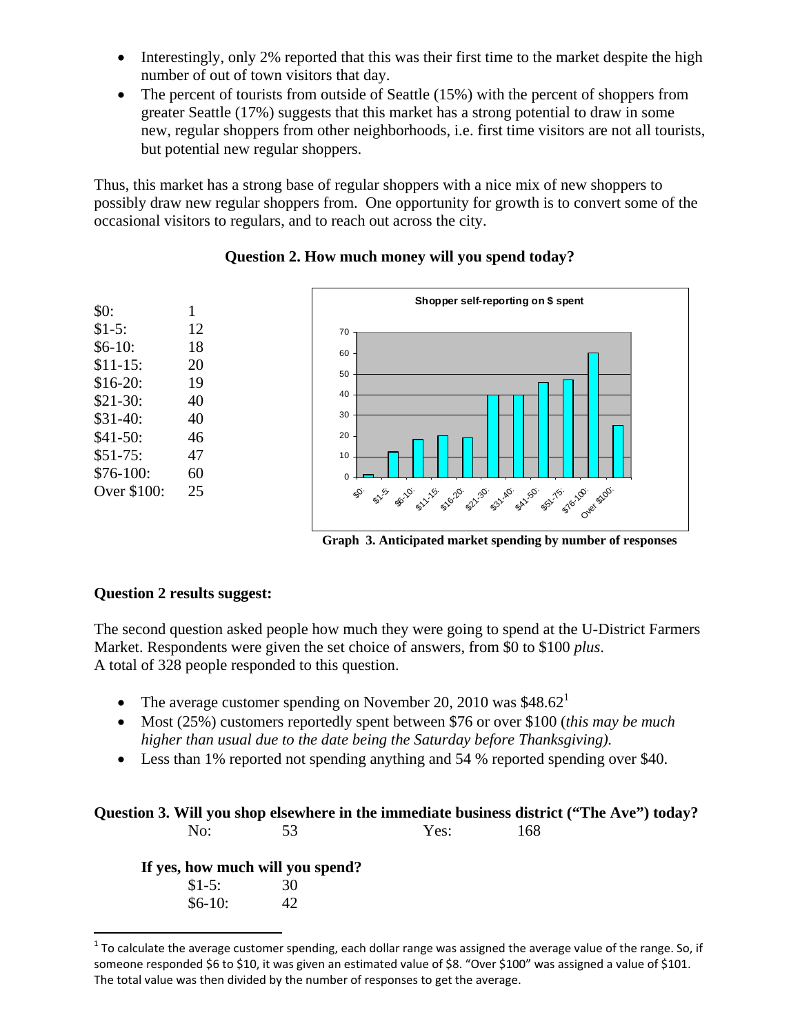- Interestingly, only 2% reported that this was their first time to the market despite the high number of out of town visitors that day.
- The percent of tourists from outside of Seattle (15%) with the percent of shoppers from greater Seattle (17%) suggests that this market has a strong potential to draw in some new, regular shoppers from other neighborhoods, i.e. first time visitors are not all tourists, but potential new regular shoppers.

Thus, this market has a strong base of regular shoppers with a nice mix of new shoppers to possibly draw new regular shoppers from. One opportunity for growth is to convert some of the occasional visitors to regulars, and to reach out across the city.

### Question 2. How much money will you spend today?

| | |
|---|---|
| $0: | 1 |
| $1-5: | 12 |
| $6-10: | 18 |
| $11-15: | 20 |
| $16-20: | 19 |
| $21-30: | 40 |
| $31-40: | 40 |
| $41-50: | 46 |
| $51-75: | 47 |
| $76-100: | 60 |
| Over $100: | 25 |

**Graph 3. Anticipated market spending by number of responses**

**Question 2 results suggest:**

The second question asked people how much they were going to spend at the U-District Farmers Market. Respondents were given the set choice of answers, from $0 to $100 *plus*.
A total of 328 people responded to this question.

- The average customer spending on November 20, 2010 was $48.62[1]
- Most (25%) customers reportedly spent between $76 or over $100 (*this may be much higher than usual due to the date being the Saturday before Thanksgiving).*
- Less than 1% reported not spending anything and 54 % reported spending over $40.

**Question 3. Will you shop elsewhere in the immediate business district ("The Ave") today?**

No: 53 Yes: 168

**If yes, how much will you spend?**

| | |
|---|---|
| $1-5: | 30 |
| $6-10: | 42 |

[1] To calculate the average customer spending, each dollar range was assigned the average value of the range. So, if someone responded $6 to $10, it was given an estimated value of $8. "Over $100" was assigned a value of $101. The total value was then divided by the number of responses to get the average.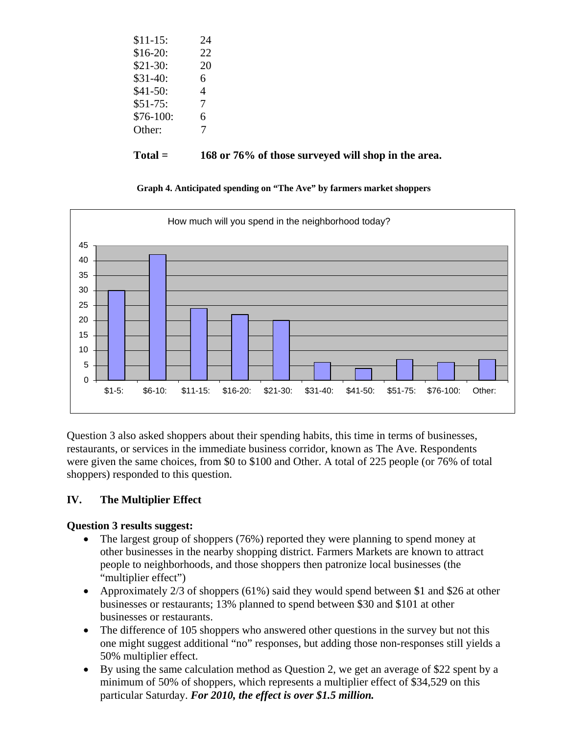| | |
|---|---|
| $11-15: | 24 |
| $16-20: | 22 |
| $21-30: | 20 |
| $31-40: | 6 |
| $41-50: | 4 |
| $51-75: | 7 |
| $76-100: | 6 |
| Other: | 7 |

**Total = 168 or 76% of those surveyed will shop in the area.**

**Graph 4. Anticipated spending on "The Ave" by farmers market shoppers**

How much will you spend in the neighborhood today?

| Amount | Responses |
|---|---|
| $1-5: | 30 |
| $6-10: | 42 |
| $11-15: | 24 |
| $16-20: | 22 |
| $21-30: | 20 |
| $31-40: | 6 |
| $41-50: | 4 |
| $51-75: | 7 |
| $76-100: | 6 |
| Other: | 7 |

Question 3 also asked shoppers about their spending habits, this time in terms of businesses, restaurants, or services in the immediate business corridor, known as The Ave. Respondents were given the same choices, from $0 to $100 and Other. A total of 225 people (or 76% of total shoppers) responded to this question.

## IV. The Multiplier Effect

**Question 3 results suggest:**

- The largest group of shoppers (76%) reported they were planning to spend money at other businesses in the nearby shopping district. Farmers Markets are known to attract people to neighborhoods, and those shoppers then patronize local businesses (the "multiplier effect")
- Approximately 2/3 of shoppers (61%) said they would spend between $1 and $26 at other businesses or restaurants; 13% planned to spend between $30 and $101 at other businesses or restaurants.
- The difference of 105 shoppers who answered other questions in the survey but not this one might suggest additional "no" responses, but adding those non-responses still yields a 50% multiplier effect.
- By using the same calculation method as Question 2, we get an average of $22 spent by a minimum of 50% of shoppers, which represents a multiplier effect of $34,529 on this particular Saturday. ***For 2010, the effect is over $1.5 million.***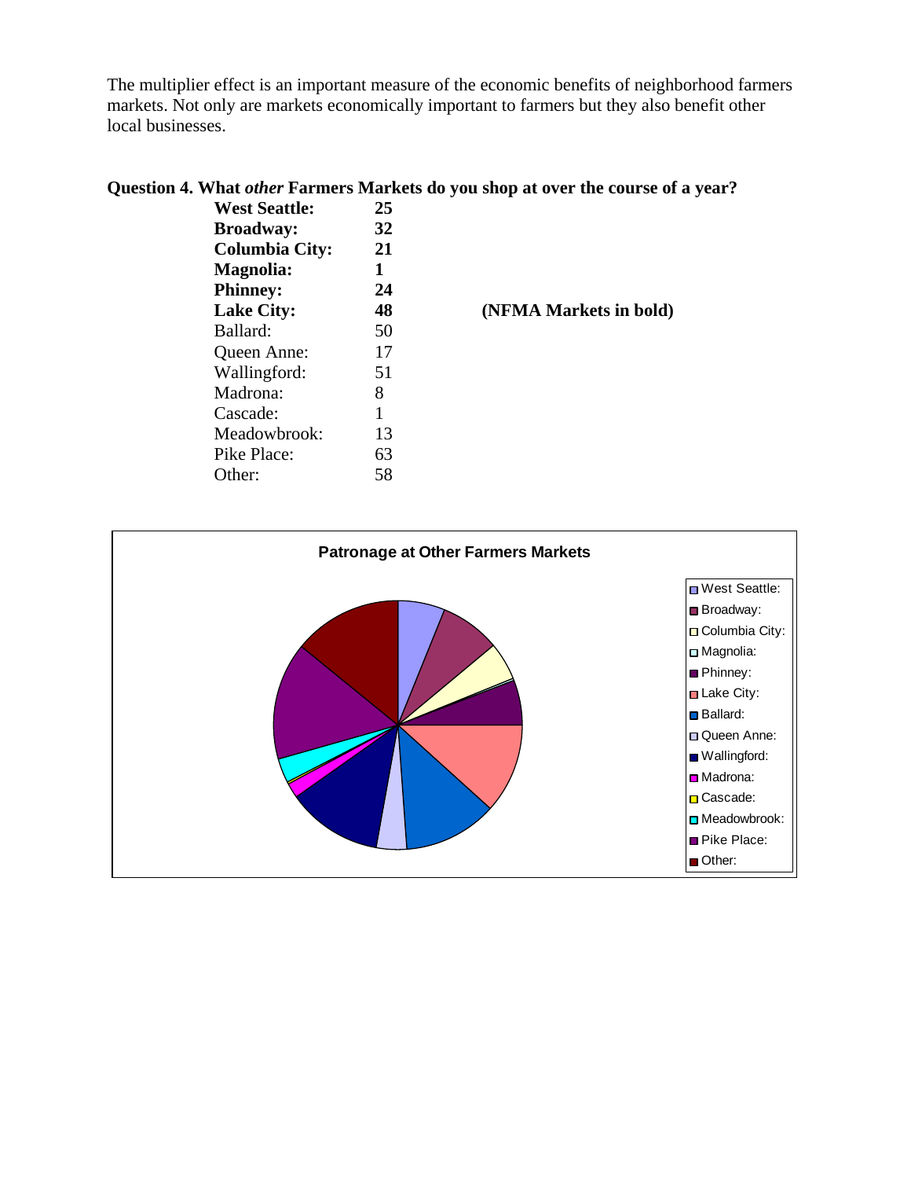The multiplier effect is an important measure of the economic benefits of neighborhood farmers markets. Not only are markets economically important to farmers but they also benefit other local businesses.

**Question 4. What *other* Farmers Markets do you shop at over the course of a year?**

| | | |
|---|---|---|
| **West Seattle:** | **25** | |
| **Broadway:** | **32** | |
| **Columbia City:** | **21** | |
| **Magnolia:** | **1** | |
| **Phinney:** | **24** | |
| **Lake City:** | **48** | **(NFMA Markets in bold)** |
| Ballard: | 50 | |
| Queen Anne: | 17 | |
| Wallingford: | 51 | |
| Madrona: | 8 | |
| Cascade: | 1 | |
| Meadowbrook: | 13 | |
| Pike Place: | 63 | |
| Other: | 58 | |

Patronage at Other Farmers Markets

West Seattle:
Broadway:
Columbia City:
Magnolia:
Phinney:
Lake City:
Ballard:
Queen Anne:
Wallingford:
Madrona:
Cascade:
Meadowbrook:
Pike Place:
Other: